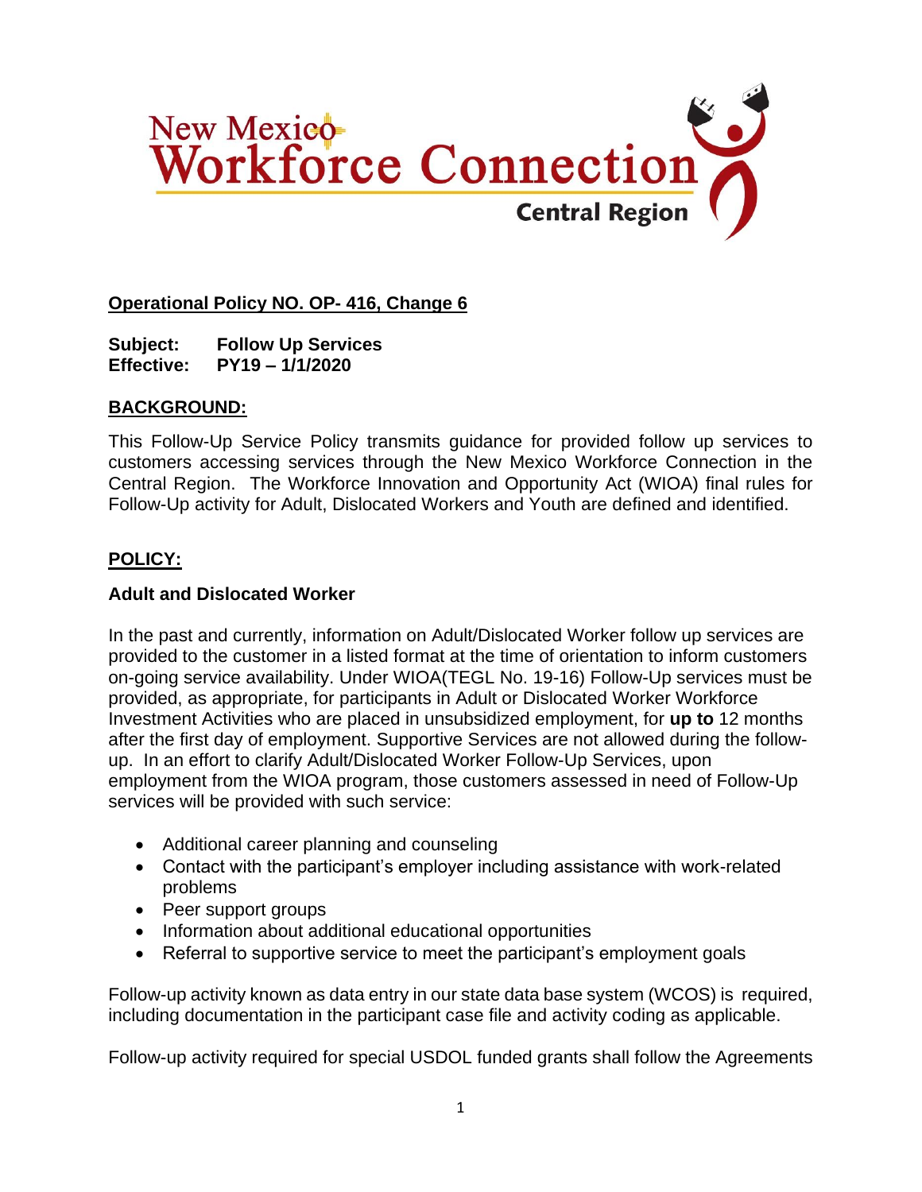New Mexico Workforce Connection
Central Region

**Operational Policy NO. OP- 416, Change 6**

**Subject:** **Follow Up Services**
**Effective:** **PY19 – 1/1/2020**

## BACKGROUND:

This Follow-Up Service Policy transmits guidance for provided follow up services to customers accessing services through the New Mexico Workforce Connection in the Central Region. The Workforce Innovation and Opportunity Act (WIOA) final rules for Follow-Up activity for Adult, Dislocated Workers and Youth are defined and identified.

## POLICY:

### Adult and Dislocated Worker

In the past and currently, information on Adult/Dislocated Worker follow up services are provided to the customer in a listed format at the time of orientation to inform customers on-going service availability. Under WIOA(TEGL No. 19-16) Follow-Up services must be provided, as appropriate, for participants in Adult or Dislocated Worker Workforce Investment Activities who are placed in unsubsidized employment, for **up to** 12 months after the first day of employment. Supportive Services are not allowed during the follow-up. In an effort to clarify Adult/Dislocated Worker Follow-Up Services, upon employment from the WIOA program, those customers assessed in need of Follow-Up services will be provided with such service:

- Additional career planning and counseling
- Contact with the participant's employer including assistance with work-related problems
- Peer support groups
- Information about additional educational opportunities
- Referral to supportive service to meet the participant's employment goals

Follow-up activity known as data entry in our state data base system (WCOS) is required, including documentation in the participant case file and activity coding as applicable.

Follow-up activity required for special USDOL funded grants shall follow the Agreements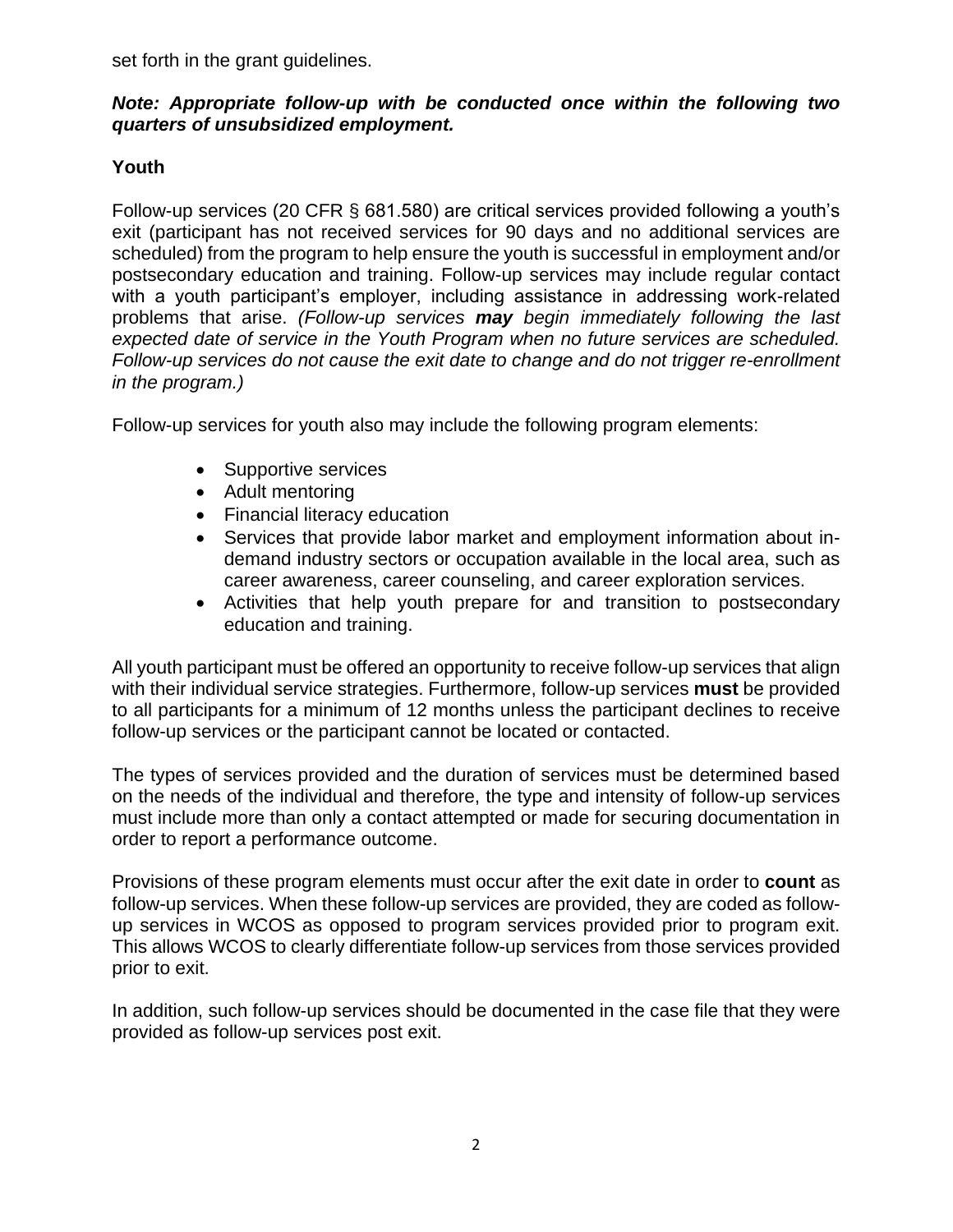set forth in the grant guidelines.

***Note: Appropriate follow-up with be conducted once within the following two quarters of unsubsidized employment.***

**Youth**

Follow-up services (20 CFR § 681.580) are critical services provided following a youth's exit (participant has not received services for 90 days and no additional services are scheduled) from the program to help ensure the youth is successful in employment and/or postsecondary education and training. Follow-up services may include regular contact with a youth participant's employer, including assistance in addressing work-related problems that arise. *(Follow-up services **may** begin immediately following the last expected date of service in the Youth Program when no future services are scheduled. Follow-up services do not cause the exit date to change and do not trigger re-enrollment in the program.)*

Follow-up services for youth also may include the following program elements:

- Supportive services
- Adult mentoring
- Financial literacy education
- Services that provide labor market and employment information about in-demand industry sectors or occupation available in the local area, such as career awareness, career counseling, and career exploration services.
- Activities that help youth prepare for and transition to postsecondary education and training.

All youth participant must be offered an opportunity to receive follow-up services that align with their individual service strategies. Furthermore, follow-up services **must** be provided to all participants for a minimum of 12 months unless the participant declines to receive follow-up services or the participant cannot be located or contacted.

The types of services provided and the duration of services must be determined based on the needs of the individual and therefore, the type and intensity of follow-up services must include more than only a contact attempted or made for securing documentation in order to report a performance outcome.

Provisions of these program elements must occur after the exit date in order to **count** as follow-up services. When these follow-up services are provided, they are coded as follow-up services in WCOS as opposed to program services provided prior to program exit. This allows WCOS to clearly differentiate follow-up services from those services provided prior to exit.

In addition, such follow-up services should be documented in the case file that they were provided as follow-up services post exit.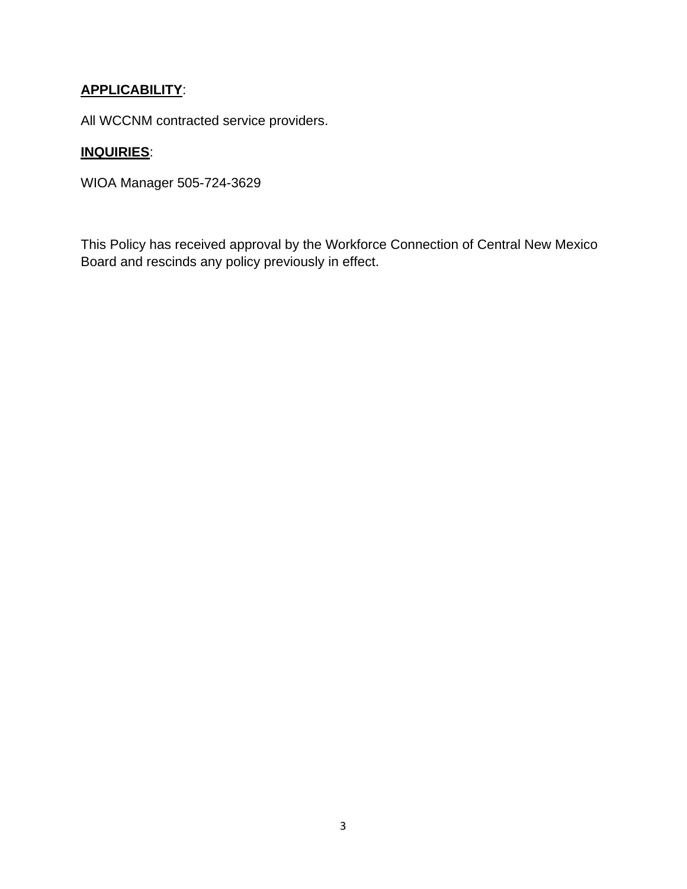**APPLICABILITY**:

All WCCNM contracted service providers.

**INQUIRIES**:

WIOA Manager 505-724-3629

This Policy has received approval by the Workforce Connection of Central New Mexico Board and rescinds any policy previously in effect.